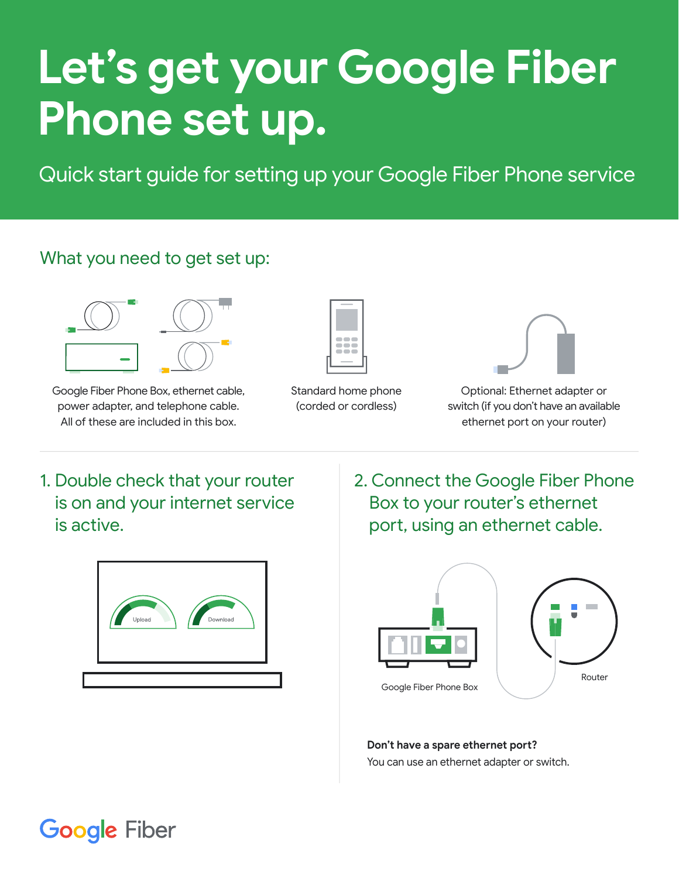# Let's get your Google Fiber Phone set up.

Quick start guide for setting up your Google Fiber Phone service

## What you need to get set up:

Google Fiber Phone Box, ethernet cable, power adapter, and telephone cable. All of these are included in this box.

Standard home phone (corded or cordless)

Optional: Ethernet adapter or switch (if you don't have an available ethernet port on your router)

## 1. Double check that your router is on and your internet service is active.

Upload

Download

## 2. Connect the Google Fiber Phone Box to your router's ethernet port, using an ethernet cable.

Google Fiber Phone Box

Router

**Don't have a spare ethernet port?**

You can use an ethernet adapter or switch.

Google Fiber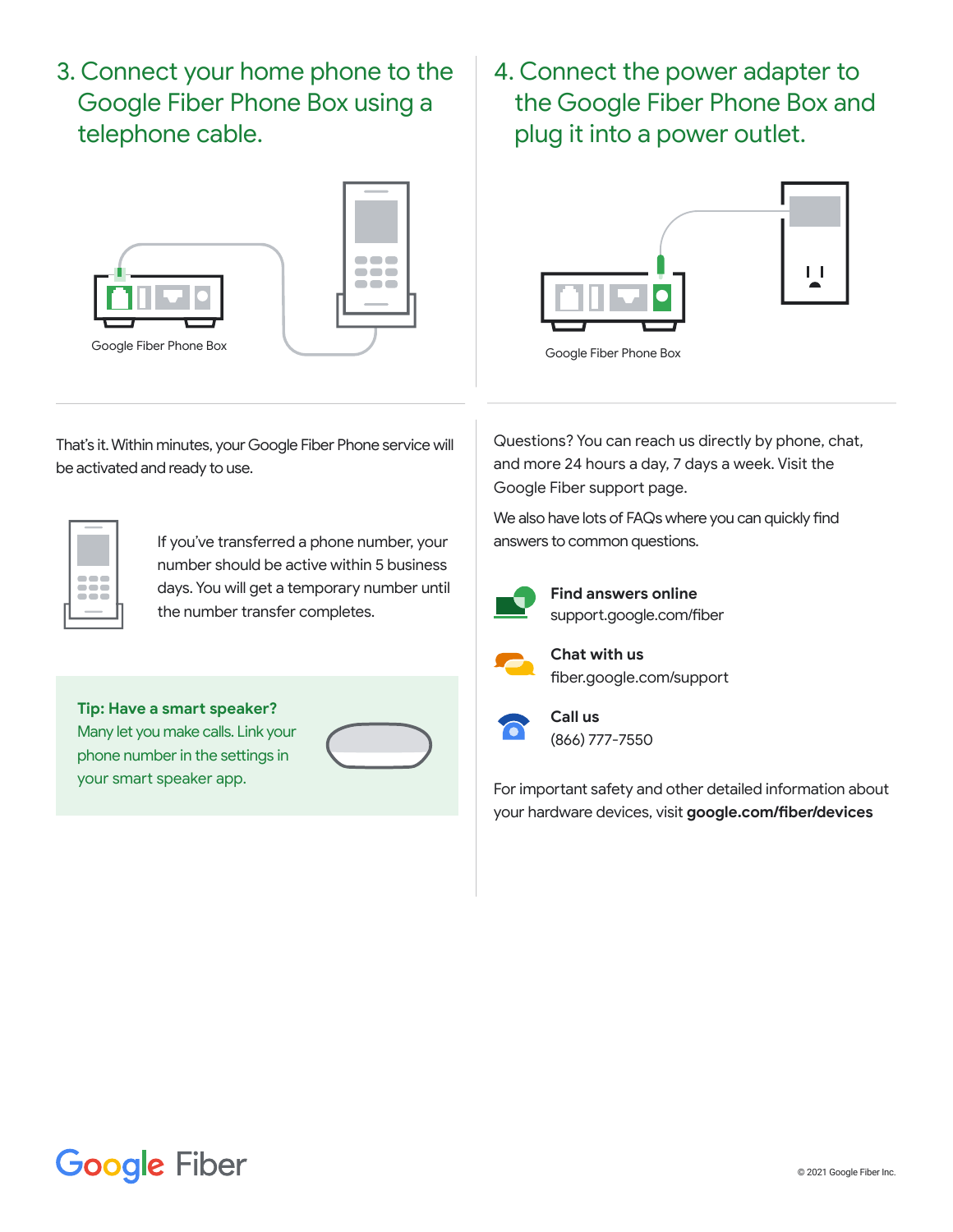## 3. Connect your home phone to the Google Fiber Phone Box using a telephone cable.

Google Fiber Phone Box

## 4. Connect the power adapter to the Google Fiber Phone Box and plug it into a power outlet.

Google Fiber Phone Box

That's it. Within minutes, your Google Fiber Phone service will be activated and ready to use.

If you've transferred a phone number, your number should be active within 5 business days. You will get a temporary number until the number transfer completes.

**Tip: Have a smart speaker?**
Many let you make calls. Link your phone number in the settings in your smart speaker app.

Questions? You can reach us directly by phone, chat, and more 24 hours a day, 7 days a week. Visit the Google Fiber support page.

We also have lots of FAQs where you can quickly find answers to common questions.

**Find answers online**
support.google.com/fiber

**Chat with us**
fiber.google.com/support

**Call us**
(866) 777-7550

For important safety and other detailed information about your hardware devices, visit **google.com/fiber/devices**

Google Fiber

© 2021 Google Fiber Inc.